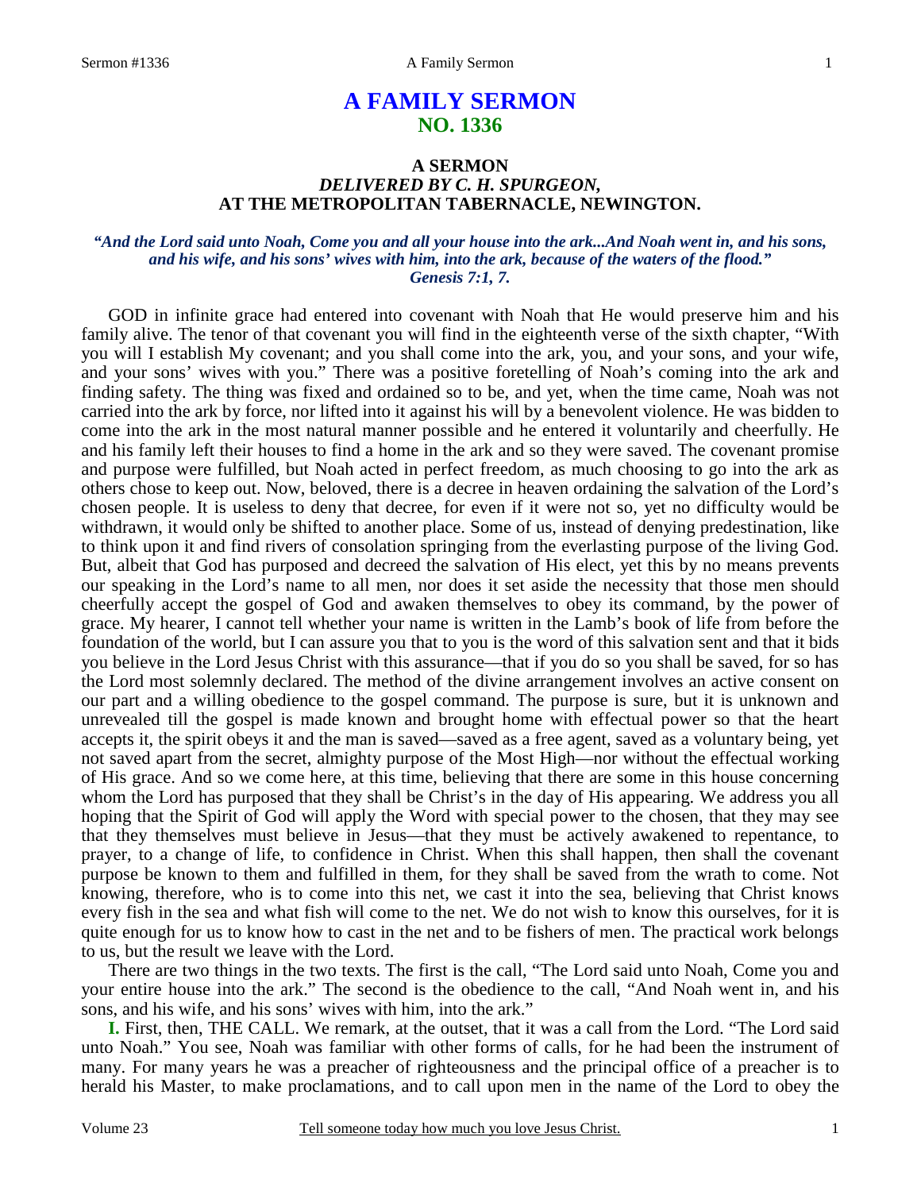# A FAMILY SERMON
## NO. 1336

### A SERMON
### *DELIVERED BY C. H. SPURGEON,*
### AT THE METROPOLITAN TABERNACLE, NEWINGTON.

***"And the Lord said unto Noah, Come you and all your house into the ark...And Noah went in, and his sons, and his wife, and his sons' wives with him, into the ark, because of the waters of the flood." Genesis 7:1, 7.***

GOD in infinite grace had entered into covenant with Noah that He would preserve him and his family alive. The tenor of that covenant you will find in the eighteenth verse of the sixth chapter, "With you will I establish My covenant; and you shall come into the ark, you, and your sons, and your wife, and your sons' wives with you." There was a positive foretelling of Noah's coming into the ark and finding safety. The thing was fixed and ordained so to be, and yet, when the time came, Noah was not carried into the ark by force, nor lifted into it against his will by a benevolent violence. He was bidden to come into the ark in the most natural manner possible and he entered it voluntarily and cheerfully. He and his family left their houses to find a home in the ark and so they were saved. The covenant promise and purpose were fulfilled, but Noah acted in perfect freedom, as much choosing to go into the ark as others chose to keep out. Now, beloved, there is a decree in heaven ordaining the salvation of the Lord's chosen people. It is useless to deny that decree, for even if it were not so, yet no difficulty would be withdrawn, it would only be shifted to another place. Some of us, instead of denying predestination, like to think upon it and find rivers of consolation springing from the everlasting purpose of the living God. But, albeit that God has purposed and decreed the salvation of His elect, yet this by no means prevents our speaking in the Lord's name to all men, nor does it set aside the necessity that those men should cheerfully accept the gospel of God and awaken themselves to obey its command, by the power of grace. My hearer, I cannot tell whether your name is written in the Lamb's book of life from before the foundation of the world, but I can assure you that to you is the word of this salvation sent and that it bids you believe in the Lord Jesus Christ with this assurance—that if you do so you shall be saved, for so has the Lord most solemnly declared. The method of the divine arrangement involves an active consent on our part and a willing obedience to the gospel command. The purpose is sure, but it is unknown and unrevealed till the gospel is made known and brought home with effectual power so that the heart accepts it, the spirit obeys it and the man is saved—saved as a free agent, saved as a voluntary being, yet not saved apart from the secret, almighty purpose of the Most High—nor without the effectual working of His grace. And so we come here, at this time, believing that there are some in this house concerning whom the Lord has purposed that they shall be Christ's in the day of His appearing. We address you all hoping that the Spirit of God will apply the Word with special power to the chosen, that they may see that they themselves must believe in Jesus—that they must be actively awakened to repentance, to prayer, to a change of life, to confidence in Christ. When this shall happen, then shall the covenant purpose be known to them and fulfilled in them, for they shall be saved from the wrath to come. Not knowing, therefore, who is to come into this net, we cast it into the sea, believing that Christ knows every fish in the sea and what fish will come to the net. We do not wish to know this ourselves, for it is quite enough for us to know how to cast in the net and to be fishers of men. The practical work belongs to us, but the result we leave with the Lord.

There are two things in the two texts. The first is the call, "The Lord said unto Noah, Come you and your entire house into the ark." The second is the obedience to the call, "And Noah went in, and his sons, and his wife, and his sons' wives with him, into the ark."

**I.** First, then, THE CALL. We remark, at the outset, that it was a call from the Lord. "The Lord said unto Noah." You see, Noah was familiar with other forms of calls, for he had been the instrument of many. For many years he was a preacher of righteousness and the principal office of a preacher is to herald his Master, to make proclamations, and to call upon men in the name of the Lord to obey the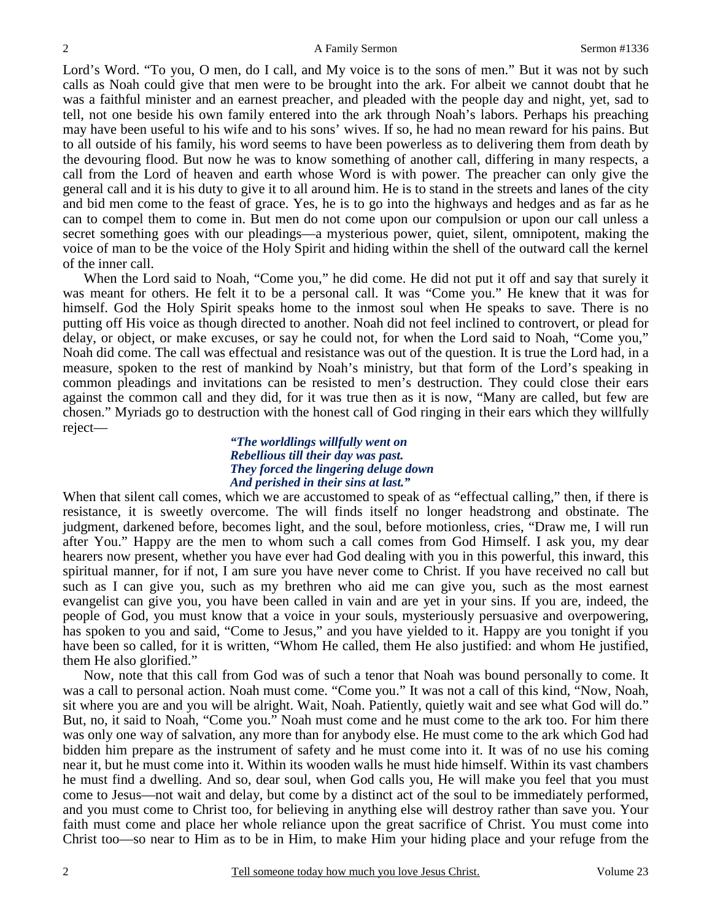Lord's Word. "To you, O men, do I call, and My voice is to the sons of men." But it was not by such calls as Noah could give that men were to be brought into the ark. For albeit we cannot doubt that he was a faithful minister and an earnest preacher, and pleaded with the people day and night, yet, sad to tell, not one beside his own family entered into the ark through Noah's labors. Perhaps his preaching may have been useful to his wife and to his sons' wives. If so, he had no mean reward for his pains. But to all outside of his family, his word seems to have been powerless as to delivering them from death by the devouring flood. But now he was to know something of another call, differing in many respects, a call from the Lord of heaven and earth whose Word is with power. The preacher can only give the general call and it is his duty to give it to all around him. He is to stand in the streets and lanes of the city and bid men come to the feast of grace. Yes, he is to go into the highways and hedges and as far as he can to compel them to come in. But men do not come upon our compulsion or upon our call unless a secret something goes with our pleadings—a mysterious power, quiet, silent, omnipotent, making the voice of man to be the voice of the Holy Spirit and hiding within the shell of the outward call the kernel of the inner call.

When the Lord said to Noah, "Come you," he did come. He did not put it off and say that surely it was meant for others. He felt it to be a personal call. It was "Come you." He knew that it was for himself. God the Holy Spirit speaks home to the inmost soul when He speaks to save. There is no putting off His voice as though directed to another. Noah did not feel inclined to controvert, or plead for delay, or object, or make excuses, or say he could not, for when the Lord said to Noah, "Come you," Noah did come. The call was effectual and resistance was out of the question. It is true the Lord had, in a measure, spoken to the rest of mankind by Noah's ministry, but that form of the Lord's speaking in common pleadings and invitations can be resisted to men's destruction. They could close their ears against the common call and they did, for it was true then as it is now, "Many are called, but few are chosen." Myriads go to destruction with the honest call of God ringing in their ears which they willfully reject—

> ***"The worldlings willfully went on***
> ***Rebellious till their day was past.***
> ***They forced the lingering deluge down***
> ***And perished in their sins at last."***

When that silent call comes, which we are accustomed to speak of as "effectual calling," then, if there is resistance, it is sweetly overcome. The will finds itself no longer headstrong and obstinate. The judgment, darkened before, becomes light, and the soul, before motionless, cries, "Draw me, I will run after You." Happy are the men to whom such a call comes from God Himself. I ask you, my dear hearers now present, whether you have ever had God dealing with you in this powerful, this inward, this spiritual manner, for if not, I am sure you have never come to Christ. If you have received no call but such as I can give you, such as my brethren who aid me can give you, such as the most earnest evangelist can give you, you have been called in vain and are yet in your sins. If you are, indeed, the people of God, you must know that a voice in your souls, mysteriously persuasive and overpowering, has spoken to you and said, "Come to Jesus," and you have yielded to it. Happy are you tonight if you have been so called, for it is written, "Whom He called, them He also justified: and whom He justified, them He also glorified."

Now, note that this call from God was of such a tenor that Noah was bound personally to come. It was a call to personal action. Noah must come. "Come you." It was not a call of this kind, "Now, Noah, sit where you are and you will be alright. Wait, Noah. Patiently, quietly wait and see what God will do." But, no, it said to Noah, "Come you." Noah must come and he must come to the ark too. For him there was only one way of salvation, any more than for anybody else. He must come to the ark which God had bidden him prepare as the instrument of safety and he must come into it. It was of no use his coming near it, but he must come into it. Within its wooden walls he must hide himself. Within its vast chambers he must find a dwelling. And so, dear soul, when God calls you, He will make you feel that you must come to Jesus—not wait and delay, but come by a distinct act of the soul to be immediately performed, and you must come to Christ too, for believing in anything else will destroy rather than save you. Your faith must come and place her whole reliance upon the great sacrifice of Christ. You must come into Christ too—so near to Him as to be in Him, to make Him your hiding place and your refuge from the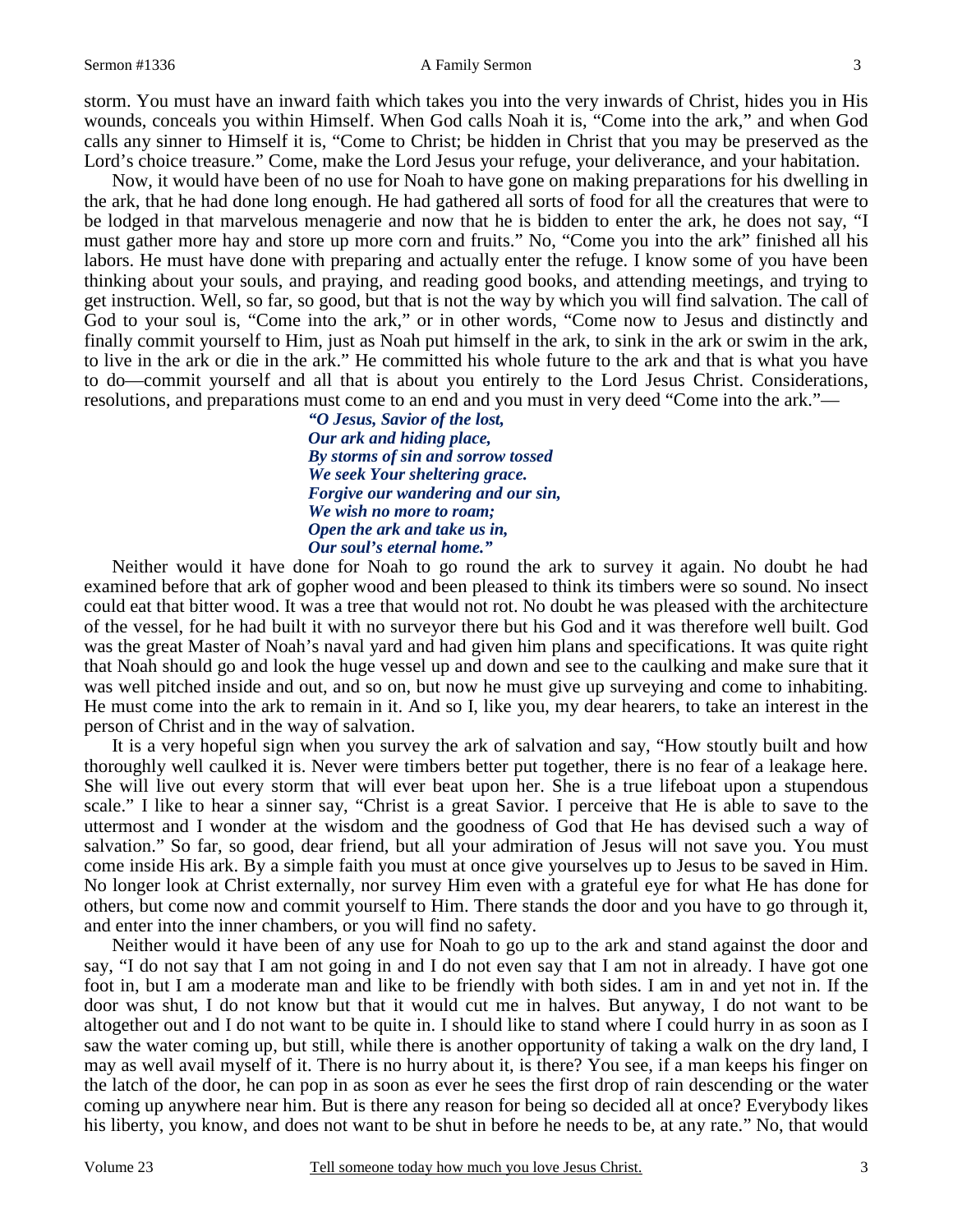storm. You must have an inward faith which takes you into the very inwards of Christ, hides you in His wounds, conceals you within Himself. When God calls Noah it is, "Come into the ark," and when God calls any sinner to Himself it is, "Come to Christ; be hidden in Christ that you may be preserved as the Lord's choice treasure." Come, make the Lord Jesus your refuge, your deliverance, and your habitation.

Now, it would have been of no use for Noah to have gone on making preparations for his dwelling in the ark, that he had done long enough. He had gathered all sorts of food for all the creatures that were to be lodged in that marvelous menagerie and now that he is bidden to enter the ark, he does not say, "I must gather more hay and store up more corn and fruits." No, "Come you into the ark" finished all his labors. He must have done with preparing and actually enter the refuge. I know some of you have been thinking about your souls, and praying, and reading good books, and attending meetings, and trying to get instruction. Well, so far, so good, but that is not the way by which you will find salvation. The call of God to your soul is, "Come into the ark," or in other words, "Come now to Jesus and distinctly and finally commit yourself to Him, just as Noah put himself in the ark, to sink in the ark or swim in the ark, to live in the ark or die in the ark." He committed his whole future to the ark and that is what you have to do—commit yourself and all that is about you entirely to the Lord Jesus Christ. Considerations, resolutions, and preparations must come to an end and you must in very deed "Come into the ark."—

> ***"O Jesus, Savior of the lost,***
> ***Our ark and hiding place,***
> ***By storms of sin and sorrow tossed***
> ***We seek Your sheltering grace.***
> ***Forgive our wandering and our sin,***
> ***We wish no more to roam;***
> ***Open the ark and take us in,***
> ***Our soul's eternal home."***

Neither would it have done for Noah to go round the ark to survey it again. No doubt he had examined before that ark of gopher wood and been pleased to think its timbers were so sound. No insect could eat that bitter wood. It was a tree that would not rot. No doubt he was pleased with the architecture of the vessel, for he had built it with no surveyor there but his God and it was therefore well built. God was the great Master of Noah's naval yard and had given him plans and specifications. It was quite right that Noah should go and look the huge vessel up and down and see to the caulking and make sure that it was well pitched inside and out, and so on, but now he must give up surveying and come to inhabiting. He must come into the ark to remain in it. And so I, like you, my dear hearers, to take an interest in the person of Christ and in the way of salvation.

It is a very hopeful sign when you survey the ark of salvation and say, "How stoutly built and how thoroughly well caulked it is. Never were timbers better put together, there is no fear of a leakage here. She will live out every storm that will ever beat upon her. She is a true lifeboat upon a stupendous scale." I like to hear a sinner say, "Christ is a great Savior. I perceive that He is able to save to the uttermost and I wonder at the wisdom and the goodness of God that He has devised such a way of salvation." So far, so good, dear friend, but all your admiration of Jesus will not save you. You must come inside His ark. By a simple faith you must at once give yourselves up to Jesus to be saved in Him. No longer look at Christ externally, nor survey Him even with a grateful eye for what He has done for others, but come now and commit yourself to Him. There stands the door and you have to go through it, and enter into the inner chambers, or you will find no safety.

Neither would it have been of any use for Noah to go up to the ark and stand against the door and say, "I do not say that I am not going in and I do not even say that I am not in already. I have got one foot in, but I am a moderate man and like to be friendly with both sides. I am in and yet not in. If the door was shut, I do not know but that it would cut me in halves. But anyway, I do not want to be altogether out and I do not want to be quite in. I should like to stand where I could hurry in as soon as I saw the water coming up, but still, while there is another opportunity of taking a walk on the dry land, I may as well avail myself of it. There is no hurry about it, is there? You see, if a man keeps his finger on the latch of the door, he can pop in as soon as ever he sees the first drop of rain descending or the water coming up anywhere near him. But is there any reason for being so decided all at once? Everybody likes his liberty, you know, and does not want to be shut in before he needs to be, at any rate." No, that would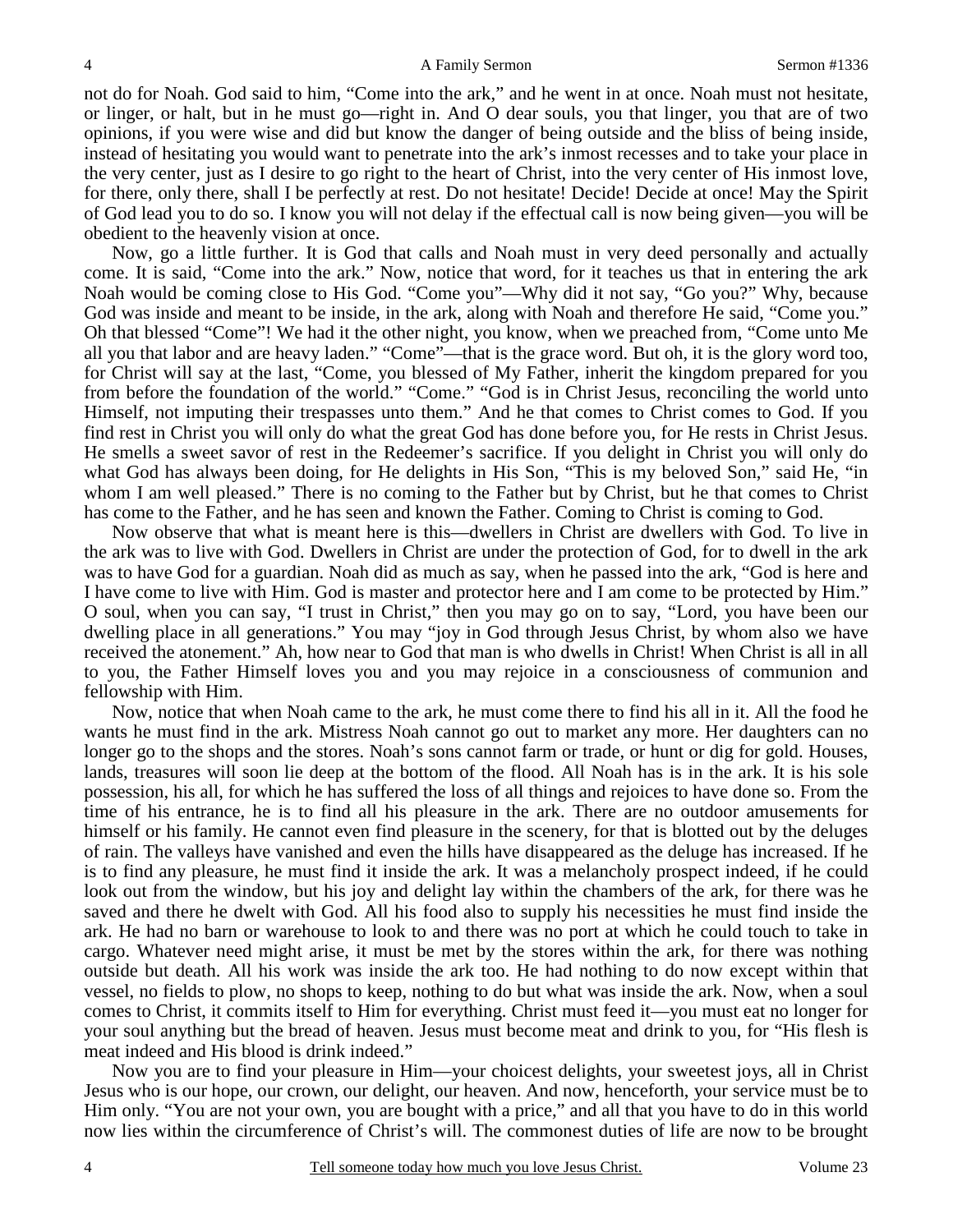not do for Noah. God said to him, "Come into the ark," and he went in at once. Noah must not hesitate, or linger, or halt, but in he must go—right in. And O dear souls, you that linger, you that are of two opinions, if you were wise and did but know the danger of being outside and the bliss of being inside, instead of hesitating you would want to penetrate into the ark's inmost recesses and to take your place in the very center, just as I desire to go right to the heart of Christ, into the very center of His inmost love, for there, only there, shall I be perfectly at rest. Do not hesitate! Decide! Decide at once! May the Spirit of God lead you to do so. I know you will not delay if the effectual call is now being given—you will be obedient to the heavenly vision at once.

Now, go a little further. It is God that calls and Noah must in very deed personally and actually come. It is said, "Come into the ark." Now, notice that word, for it teaches us that in entering the ark Noah would be coming close to His God. "Come you"—Why did it not say, "Go you?" Why, because God was inside and meant to be inside, in the ark, along with Noah and therefore He said, "Come you." Oh that blessed "Come"! We had it the other night, you know, when we preached from, "Come unto Me all you that labor and are heavy laden." "Come"—that is the grace word. But oh, it is the glory word too, for Christ will say at the last, "Come, you blessed of My Father, inherit the kingdom prepared for you from before the foundation of the world." "Come." "God is in Christ Jesus, reconciling the world unto Himself, not imputing their trespasses unto them." And he that comes to Christ comes to God. If you find rest in Christ you will only do what the great God has done before you, for He rests in Christ Jesus. He smells a sweet savor of rest in the Redeemer's sacrifice. If you delight in Christ you will only do what God has always been doing, for He delights in His Son, "This is my beloved Son," said He, "in whom I am well pleased." There is no coming to the Father but by Christ, but he that comes to Christ has come to the Father, and he has seen and known the Father. Coming to Christ is coming to God.

Now observe that what is meant here is this—dwellers in Christ are dwellers with God. To live in the ark was to live with God. Dwellers in Christ are under the protection of God, for to dwell in the ark was to have God for a guardian. Noah did as much as say, when he passed into the ark, "God is here and I have come to live with Him. God is master and protector here and I am come to be protected by Him." O soul, when you can say, "I trust in Christ," then you may go on to say, "Lord, you have been our dwelling place in all generations." You may "joy in God through Jesus Christ, by whom also we have received the atonement." Ah, how near to God that man is who dwells in Christ! When Christ is all in all to you, the Father Himself loves you and you may rejoice in a consciousness of communion and fellowship with Him.

Now, notice that when Noah came to the ark, he must come there to find his all in it. All the food he wants he must find in the ark. Mistress Noah cannot go out to market any more. Her daughters can no longer go to the shops and the stores. Noah's sons cannot farm or trade, or hunt or dig for gold. Houses, lands, treasures will soon lie deep at the bottom of the flood. All Noah has is in the ark. It is his sole possession, his all, for which he has suffered the loss of all things and rejoices to have done so. From the time of his entrance, he is to find all his pleasure in the ark. There are no outdoor amusements for himself or his family. He cannot even find pleasure in the scenery, for that is blotted out by the deluges of rain. The valleys have vanished and even the hills have disappeared as the deluge has increased. If he is to find any pleasure, he must find it inside the ark. It was a melancholy prospect indeed, if he could look out from the window, but his joy and delight lay within the chambers of the ark, for there was he saved and there he dwelt with God. All his food also to supply his necessities he must find inside the ark. He had no barn or warehouse to look to and there was no port at which he could touch to take in cargo. Whatever need might arise, it must be met by the stores within the ark, for there was nothing outside but death. All his work was inside the ark too. He had nothing to do now except within that vessel, no fields to plow, no shops to keep, nothing to do but what was inside the ark. Now, when a soul comes to Christ, it commits itself to Him for everything. Christ must feed it—you must eat no longer for your soul anything but the bread of heaven. Jesus must become meat and drink to you, for "His flesh is meat indeed and His blood is drink indeed."

Now you are to find your pleasure in Him—your choicest delights, your sweetest joys, all in Christ Jesus who is our hope, our crown, our delight, our heaven. And now, henceforth, your service must be to Him only. "You are not your own, you are bought with a price," and all that you have to do in this world now lies within the circumference of Christ's will. The commonest duties of life are now to be brought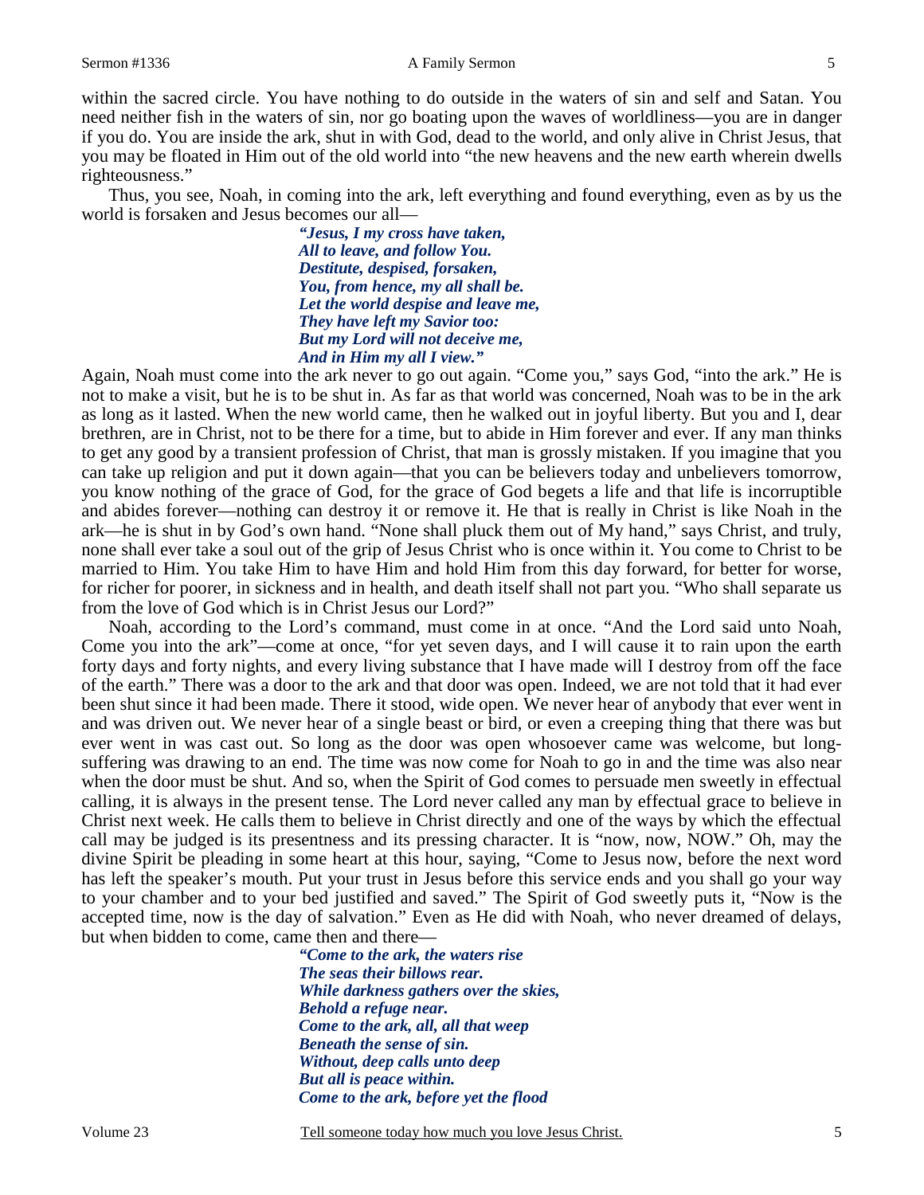within the sacred circle. You have nothing to do outside in the waters of sin and self and Satan. You need neither fish in the waters of sin, nor go boating upon the waves of worldliness—you are in danger if you do. You are inside the ark, shut in with God, dead to the world, and only alive in Christ Jesus, that you may be floated in Him out of the old world into "the new heavens and the new earth wherein dwells righteousness."

Thus, you see, Noah, in coming into the ark, left everything and found everything, even as by us the world is forsaken and Jesus becomes our all—

> ***"Jesus, I my cross have taken,***
> ***All to leave, and follow You.***
> ***Destitute, despised, forsaken,***
> ***You, from hence, my all shall be.***
> ***Let the world despise and leave me,***
> ***They have left my Savior too:***
> ***But my Lord will not deceive me,***
> ***And in Him my all I view."***

Again, Noah must come into the ark never to go out again. "Come you," says God, "into the ark." He is not to make a visit, but he is to be shut in. As far as that world was concerned, Noah was to be in the ark as long as it lasted. When the new world came, then he walked out in joyful liberty. But you and I, dear brethren, are in Christ, not to be there for a time, but to abide in Him forever and ever. If any man thinks to get any good by a transient profession of Christ, that man is grossly mistaken. If you imagine that you can take up religion and put it down again—that you can be believers today and unbelievers tomorrow, you know nothing of the grace of God, for the grace of God begets a life and that life is incorruptible and abides forever—nothing can destroy it or remove it. He that is really in Christ is like Noah in the ark—he is shut in by God's own hand. "None shall pluck them out of My hand," says Christ, and truly, none shall ever take a soul out of the grip of Jesus Christ who is once within it. You come to Christ to be married to Him. You take Him to have Him and hold Him from this day forward, for better for worse, for richer for poorer, in sickness and in health, and death itself shall not part you. "Who shall separate us from the love of God which is in Christ Jesus our Lord?"

Noah, according to the Lord's command, must come in at once. "And the Lord said unto Noah, Come you into the ark"—come at once, "for yet seven days, and I will cause it to rain upon the earth forty days and forty nights, and every living substance that I have made will I destroy from off the face of the earth." There was a door to the ark and that door was open. Indeed, we are not told that it had ever been shut since it had been made. There it stood, wide open. We never hear of anybody that ever went in and was driven out. We never hear of a single beast or bird, or even a creeping thing that there was but ever went in was cast out. So long as the door was open whosoever came was welcome, but long-suffering was drawing to an end. The time was now come for Noah to go in and the time was also near when the door must be shut. And so, when the Spirit of God comes to persuade men sweetly in effectual calling, it is always in the present tense. The Lord never called any man by effectual grace to believe in Christ next week. He calls them to believe in Christ directly and one of the ways by which the effectual call may be judged is its presentness and its pressing character. It is "now, now, NOW." Oh, may the divine Spirit be pleading in some heart at this hour, saying, "Come to Jesus now, before the next word has left the speaker's mouth. Put your trust in Jesus before this service ends and you shall go your way to your chamber and to your bed justified and saved." The Spirit of God sweetly puts it, "Now is the accepted time, now is the day of salvation." Even as He did with Noah, who never dreamed of delays, but when bidden to come, came then and there—

> ***"Come to the ark, the waters rise***
> ***The seas their billows rear.***
> ***While darkness gathers over the skies,***
> ***Behold a refuge near.***
> ***Come to the ark, all, all that weep***
> ***Beneath the sense of sin.***
> ***Without, deep calls unto deep***
> ***But all is peace within.***
> ***Come to the ark, before yet the flood***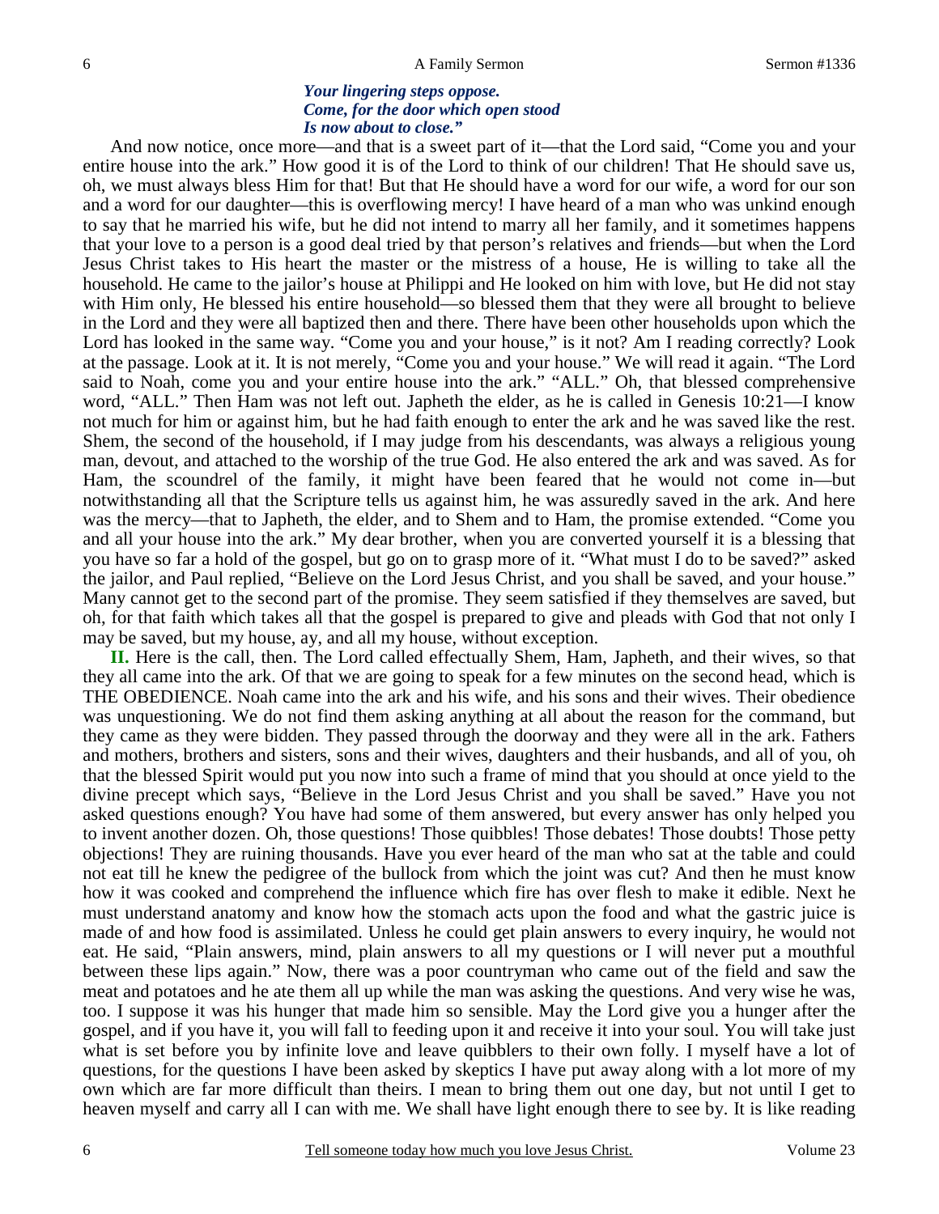*Your lingering steps oppose.*
*Come, for the door which open stood*
*Is now about to close."*

And now notice, once more—and that is a sweet part of it—that the Lord said, "Come you and your entire house into the ark." How good it is of the Lord to think of our children! That He should save us, oh, we must always bless Him for that! But that He should have a word for our wife, a word for our son and a word for our daughter—this is overflowing mercy! I have heard of a man who was unkind enough to say that he married his wife, but he did not intend to marry all her family, and it sometimes happens that your love to a person is a good deal tried by that person's relatives and friends—but when the Lord Jesus Christ takes to His heart the master or the mistress of a house, He is willing to take all the household. He came to the jailor's house at Philippi and He looked on him with love, but He did not stay with Him only, He blessed his entire household—so blessed them that they were all brought to believe in the Lord and they were all baptized then and there. There have been other households upon which the Lord has looked in the same way. "Come you and your house," is it not? Am I reading correctly? Look at the passage. Look at it. It is not merely, "Come you and your house." We will read it again. "The Lord said to Noah, come you and your entire house into the ark." "ALL." Oh, that blessed comprehensive word, "ALL." Then Ham was not left out. Japheth the elder, as he is called in Genesis 10:21—I know not much for him or against him, but he had faith enough to enter the ark and he was saved like the rest. Shem, the second of the household, if I may judge from his descendants, was always a religious young man, devout, and attached to the worship of the true God. He also entered the ark and was saved. As for Ham, the scoundrel of the family, it might have been feared that he would not come in—but notwithstanding all that the Scripture tells us against him, he was assuredly saved in the ark. And here was the mercy—that to Japheth, the elder, and to Shem and to Ham, the promise extended. "Come you and all your house into the ark." My dear brother, when you are converted yourself it is a blessing that you have so far a hold of the gospel, but go on to grasp more of it. "What must I do to be saved?" asked the jailor, and Paul replied, "Believe on the Lord Jesus Christ, and you shall be saved, and your house." Many cannot get to the second part of the promise. They seem satisfied if they themselves are saved, but oh, for that faith which takes all that the gospel is prepared to give and pleads with God that not only I may be saved, but my house, ay, and all my house, without exception.

**II.** Here is the call, then. The Lord called effectually Shem, Ham, Japheth, and their wives, so that they all came into the ark. Of that we are going to speak for a few minutes on the second head, which is THE OBEDIENCE. Noah came into the ark and his wife, and his sons and their wives. Their obedience was unquestioning. We do not find them asking anything at all about the reason for the command, but they came as they were bidden. They passed through the doorway and they were all in the ark. Fathers and mothers, brothers and sisters, sons and their wives, daughters and their husbands, and all of you, oh that the blessed Spirit would put you now into such a frame of mind that you should at once yield to the divine precept which says, "Believe in the Lord Jesus Christ and you shall be saved." Have you not asked questions enough? You have had some of them answered, but every answer has only helped you to invent another dozen. Oh, those questions! Those quibbles! Those debates! Those doubts! Those petty objections! They are ruining thousands. Have you ever heard of the man who sat at the table and could not eat till he knew the pedigree of the bullock from which the joint was cut? And then he must know how it was cooked and comprehend the influence which fire has over flesh to make it edible. Next he must understand anatomy and know how the stomach acts upon the food and what the gastric juice is made of and how food is assimilated. Unless he could get plain answers to every inquiry, he would not eat. He said, "Plain answers, mind, plain answers to all my questions or I will never put a mouthful between these lips again." Now, there was a poor countryman who came out of the field and saw the meat and potatoes and he ate them all up while the man was asking the questions. And very wise he was, too. I suppose it was his hunger that made him so sensible. May the Lord give you a hunger after the gospel, and if you have it, you will fall to feeding upon it and receive it into your soul. You will take just what is set before you by infinite love and leave quibblers to their own folly. I myself have a lot of questions, for the questions I have been asked by skeptics I have put away along with a lot more of my own which are far more difficult than theirs. I mean to bring them out one day, but not until I get to heaven myself and carry all I can with me. We shall have light enough there to see by. It is like reading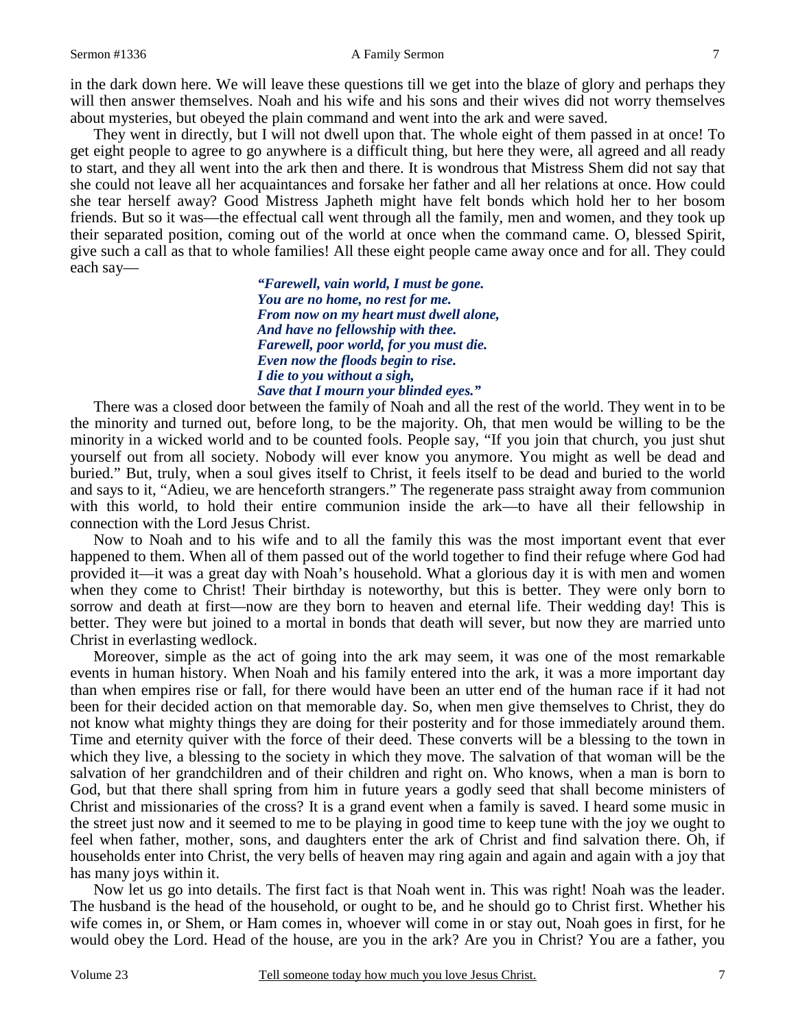in the dark down here. We will leave these questions till we get into the blaze of glory and perhaps they will then answer themselves. Noah and his wife and his sons and their wives did not worry themselves about mysteries, but obeyed the plain command and went into the ark and were saved.

They went in directly, but I will not dwell upon that. The whole eight of them passed in at once! To get eight people to agree to go anywhere is a difficult thing, but here they were, all agreed and all ready to start, and they all went into the ark then and there. It is wondrous that Mistress Shem did not say that she could not leave all her acquaintances and forsake her father and all her relations at once. How could she tear herself away? Good Mistress Japheth might have felt bonds which hold her to her bosom friends. But so it was—the effectual call went through all the family, men and women, and they took up their separated position, coming out of the world at once when the command came. O, blessed Spirit, give such a call as that to whole families! All these eight people came away once and for all. They could each say—

> ***"Farewell, vain world, I must be gone.***
> ***You are no home, no rest for me.***
> ***From now on my heart must dwell alone,***
> ***And have no fellowship with thee.***
> ***Farewell, poor world, for you must die.***
> ***Even now the floods begin to rise.***
> ***I die to you without a sigh,***
> ***Save that I mourn your blinded eyes."***

There was a closed door between the family of Noah and all the rest of the world. They went in to be the minority and turned out, before long, to be the majority. Oh, that men would be willing to be the minority in a wicked world and to be counted fools. People say, "If you join that church, you just shut yourself out from all society. Nobody will ever know you anymore. You might as well be dead and buried." But, truly, when a soul gives itself to Christ, it feels itself to be dead and buried to the world and says to it, "Adieu, we are henceforth strangers." The regenerate pass straight away from communion with this world, to hold their entire communion inside the ark—to have all their fellowship in connection with the Lord Jesus Christ.

Now to Noah and to his wife and to all the family this was the most important event that ever happened to them. When all of them passed out of the world together to find their refuge where God had provided it—it was a great day with Noah's household. What a glorious day it is with men and women when they come to Christ! Their birthday is noteworthy, but this is better. They were only born to sorrow and death at first—now are they born to heaven and eternal life. Their wedding day! This is better. They were but joined to a mortal in bonds that death will sever, but now they are married unto Christ in everlasting wedlock.

Moreover, simple as the act of going into the ark may seem, it was one of the most remarkable events in human history. When Noah and his family entered into the ark, it was a more important day than when empires rise or fall, for there would have been an utter end of the human race if it had not been for their decided action on that memorable day. So, when men give themselves to Christ, they do not know what mighty things they are doing for their posterity and for those immediately around them. Time and eternity quiver with the force of their deed. These converts will be a blessing to the town in which they live, a blessing to the society in which they move. The salvation of that woman will be the salvation of her grandchildren and of their children and right on. Who knows, when a man is born to God, but that there shall spring from him in future years a godly seed that shall become ministers of Christ and missionaries of the cross? It is a grand event when a family is saved. I heard some music in the street just now and it seemed to me to be playing in good time to keep tune with the joy we ought to feel when father, mother, sons, and daughters enter the ark of Christ and find salvation there. Oh, if households enter into Christ, the very bells of heaven may ring again and again and again with a joy that has many joys within it.

Now let us go into details. The first fact is that Noah went in. This was right! Noah was the leader. The husband is the head of the household, or ought to be, and he should go to Christ first. Whether his wife comes in, or Shem, or Ham comes in, whoever will come in or stay out, Noah goes in first, for he would obey the Lord. Head of the house, are you in the ark? Are you in Christ? You are a father, you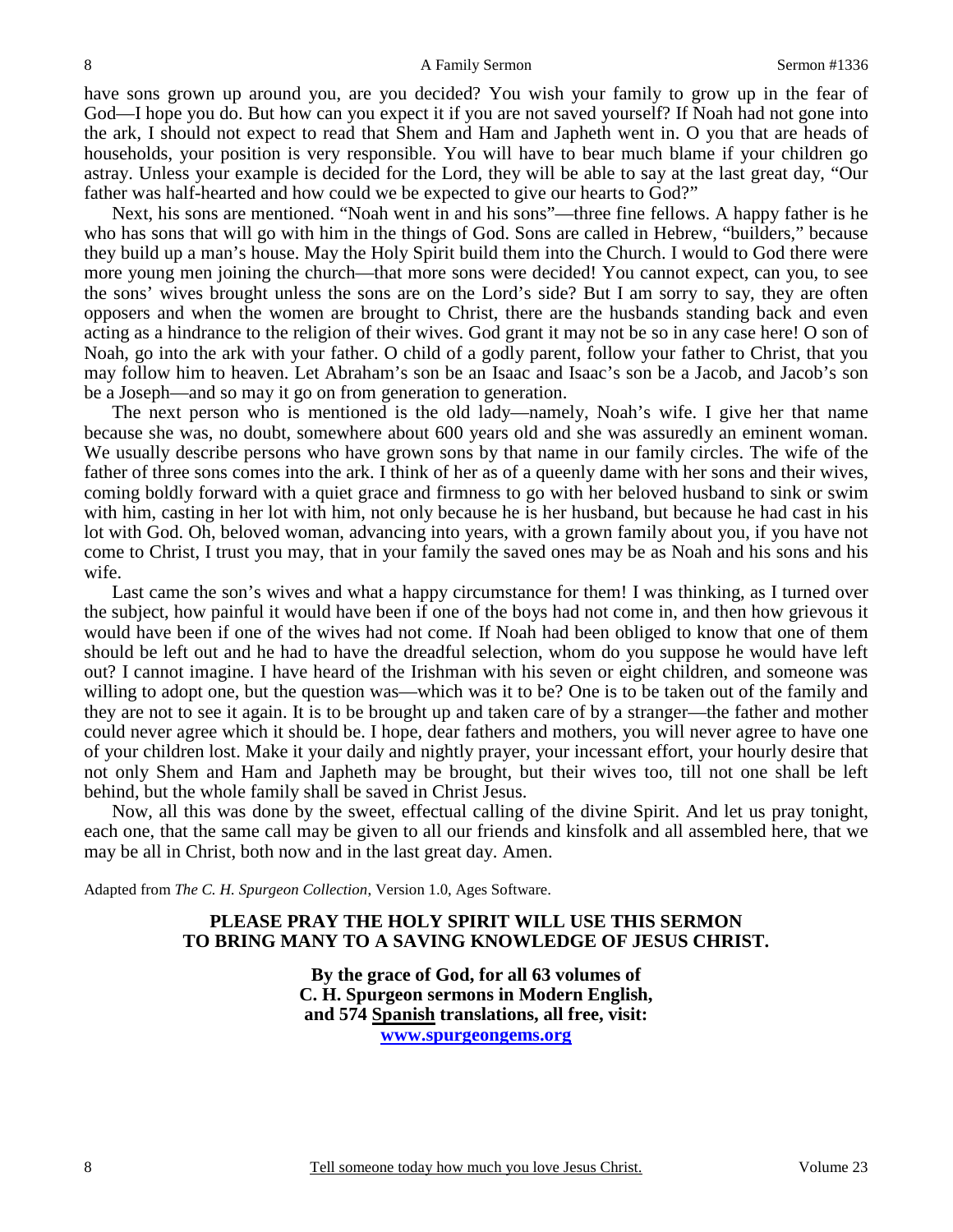have sons grown up around you, are you decided? You wish your family to grow up in the fear of God—I hope you do. But how can you expect it if you are not saved yourself? If Noah had not gone into the ark, I should not expect to read that Shem and Ham and Japheth went in. O you that are heads of households, your position is very responsible. You will have to bear much blame if your children go astray. Unless your example is decided for the Lord, they will be able to say at the last great day, "Our father was half-hearted and how could we be expected to give our hearts to God?"

Next, his sons are mentioned. "Noah went in and his sons"—three fine fellows. A happy father is he who has sons that will go with him in the things of God. Sons are called in Hebrew, "builders," because they build up a man's house. May the Holy Spirit build them into the Church. I would to God there were more young men joining the church—that more sons were decided! You cannot expect, can you, to see the sons' wives brought unless the sons are on the Lord's side? But I am sorry to say, they are often opposers and when the women are brought to Christ, there are the husbands standing back and even acting as a hindrance to the religion of their wives. God grant it may not be so in any case here! O son of Noah, go into the ark with your father. O child of a godly parent, follow your father to Christ, that you may follow him to heaven. Let Abraham's son be an Isaac and Isaac's son be a Jacob, and Jacob's son be a Joseph—and so may it go on from generation to generation.

The next person who is mentioned is the old lady—namely, Noah's wife. I give her that name because she was, no doubt, somewhere about 600 years old and she was assuredly an eminent woman. We usually describe persons who have grown sons by that name in our family circles. The wife of the father of three sons comes into the ark. I think of her as of a queenly dame with her sons and their wives, coming boldly forward with a quiet grace and firmness to go with her beloved husband to sink or swim with him, casting in her lot with him, not only because he is her husband, but because he had cast in his lot with God. Oh, beloved woman, advancing into years, with a grown family about you, if you have not come to Christ, I trust you may, that in your family the saved ones may be as Noah and his sons and his wife.

Last came the son's wives and what a happy circumstance for them! I was thinking, as I turned over the subject, how painful it would have been if one of the boys had not come in, and then how grievous it would have been if one of the wives had not come. If Noah had been obliged to know that one of them should be left out and he had to have the dreadful selection, whom do you suppose he would have left out? I cannot imagine. I have heard of the Irishman with his seven or eight children, and someone was willing to adopt one, but the question was—which was it to be? One is to be taken out of the family and they are not to see it again. It is to be brought up and taken care of by a stranger—the father and mother could never agree which it should be. I hope, dear fathers and mothers, you will never agree to have one of your children lost. Make it your daily and nightly prayer, your incessant effort, your hourly desire that not only Shem and Ham and Japheth may be brought, but their wives too, till not one shall be left behind, but the whole family shall be saved in Christ Jesus.

Now, all this was done by the sweet, effectual calling of the divine Spirit. And let us pray tonight, each one, that the same call may be given to all our friends and kinsfolk and all assembled here, that we may be all in Christ, both now and in the last great day. Amen.

Adapted from *The C. H. Spurgeon Collection*, Version 1.0, Ages Software.

**PLEASE PRAY THE HOLY SPIRIT WILL USE THIS SERMON TO BRING MANY TO A SAVING KNOWLEDGE OF JESUS CHRIST.**

**By the grace of God, for all 63 volumes of C. H. Spurgeon sermons in Modern English, and 574 Spanish translations, all free, visit: www.spurgeongems.org**

Tell someone today how much you love Jesus Christ.